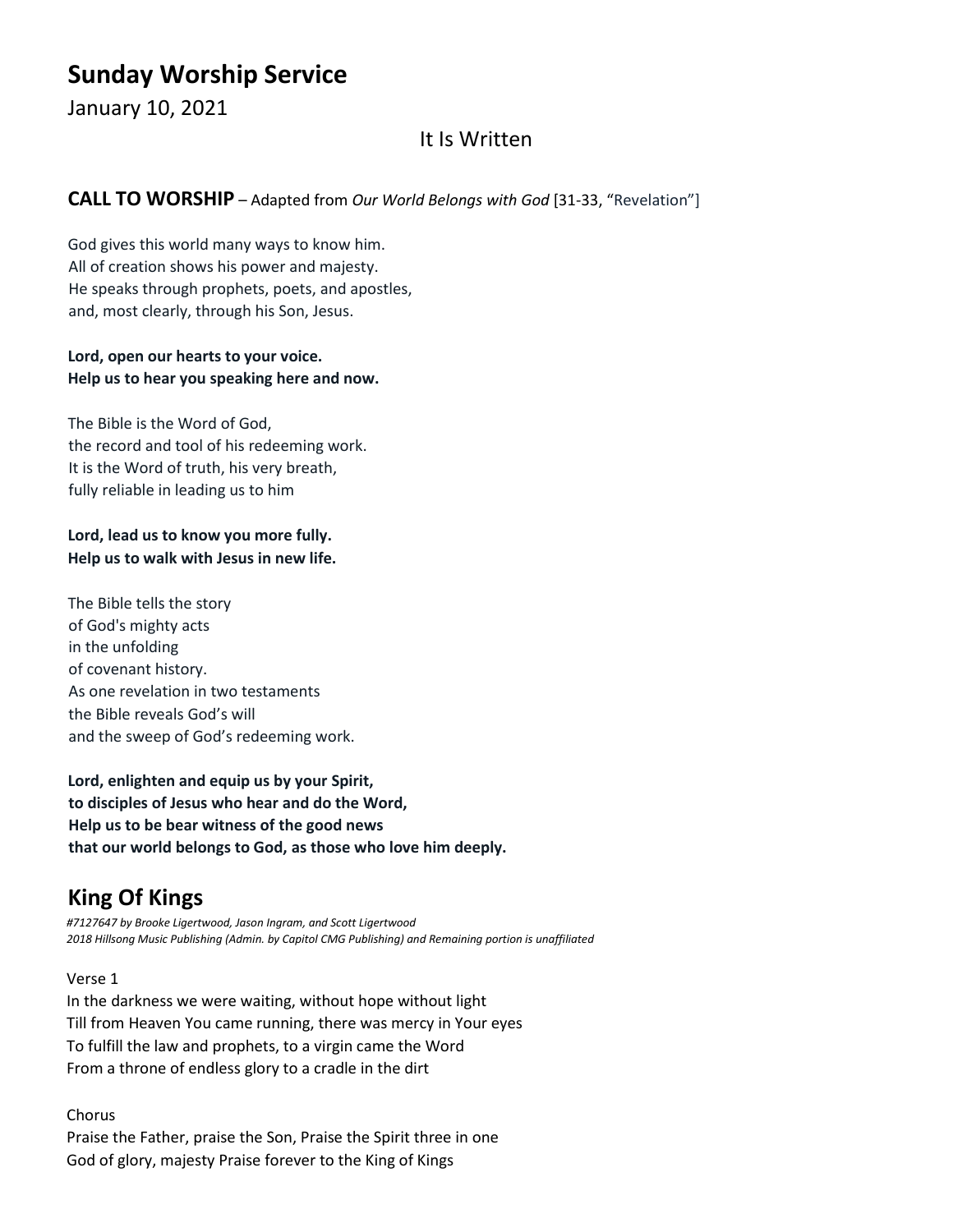# Sunday Worship Service

January 10, 2021

It Is Written

## CALL TO WORSHIP – Adapted from *Our World Belongs with God* [31-33, "Revelation"]

God gives this world many ways to know him.
All of creation shows his power and majesty.
He speaks through prophets, poets, and apostles,
and, most clearly, through his Son, Jesus.

**Lord, open our hearts to your voice.**
**Help us to hear you speaking here and now.**

The Bible is the Word of God,
the record and tool of his redeeming work.
It is the Word of truth, his very breath,
fully reliable in leading us to him

**Lord, lead us to know you more fully.**
**Help us to walk with Jesus in new life.**

The Bible tells the story
of God's mighty acts
in the unfolding
of covenant history.
As one revelation in two testaments
the Bible reveals God's will
and the sweep of God's redeeming work.

**Lord, enlighten and equip us by your Spirit,**
**to disciples of Jesus who hear and do the Word,**
**Help us to be bear witness of the good news**
**that our world belongs to God, as those who love him deeply.**

## King Of Kings

*#7127647 by Brooke Ligertwood, Jason Ingram, and Scott Ligertwood*
*2018 Hillsong Music Publishing (Admin. by Capitol CMG Publishing) and Remaining portion is unaffiliated*

Verse 1
In the darkness we were waiting, without hope without light
Till from Heaven You came running, there was mercy in Your eyes
To fulfill the law and prophets, to a virgin came the Word
From a throne of endless glory to a cradle in the dirt

Chorus
Praise the Father, praise the Son, Praise the Spirit three in one
God of glory, majesty Praise forever to the King of Kings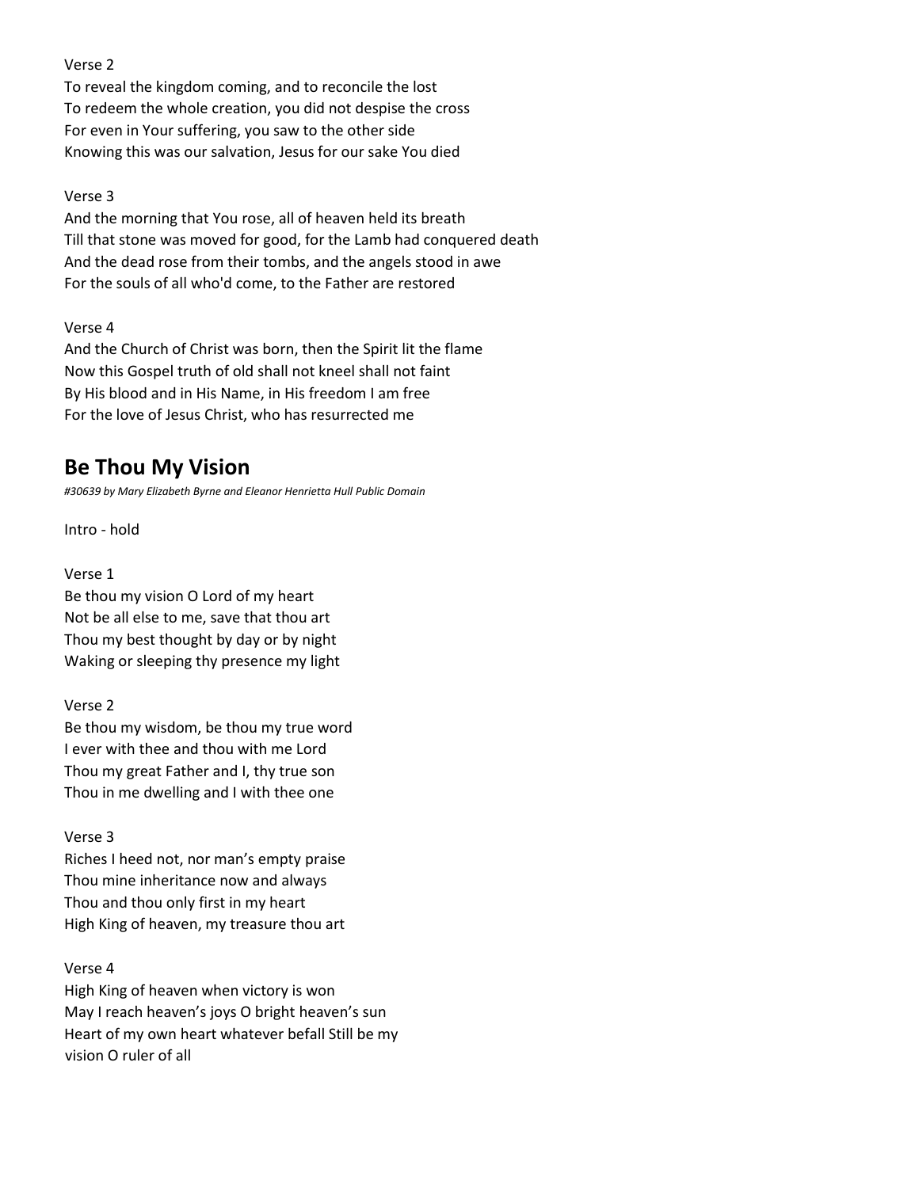Verse 2

To reveal the kingdom coming, and to reconcile the lost
To redeem the whole creation, you did not despise the cross
For even in Your suffering, you saw to the other side
Knowing this was our salvation, Jesus for our sake You died

Verse 3

And the morning that You rose, all of heaven held its breath
Till that stone was moved for good, for the Lamb had conquered death
And the dead rose from their tombs, and the angels stood in awe
For the souls of all who'd come, to the Father are restored

Verse 4

And the Church of Christ was born, then the Spirit lit the flame
Now this Gospel truth of old shall not kneel shall not faint
By His blood and in His Name, in His freedom I am free
For the love of Jesus Christ, who has resurrected me

## Be Thou My Vision

*#30639 by Mary Elizabeth Byrne and Eleanor Henrietta Hull Public Domain*

Intro - hold

Verse 1

Be thou my vision O Lord of my heart
Not be all else to me, save that thou art
Thou my best thought by day or by night
Waking or sleeping thy presence my light

Verse 2

Be thou my wisdom, be thou my true word
I ever with thee and thou with me Lord
Thou my great Father and I, thy true son
Thou in me dwelling and I with thee one

Verse 3

Riches I heed not, nor man's empty praise
Thou mine inheritance now and always
Thou and thou only first in my heart
High King of heaven, my treasure thou art

Verse 4

High King of heaven when victory is won
May I reach heaven's joys O bright heaven's sun
Heart of my own heart whatever befall Still be my
vision O ruler of all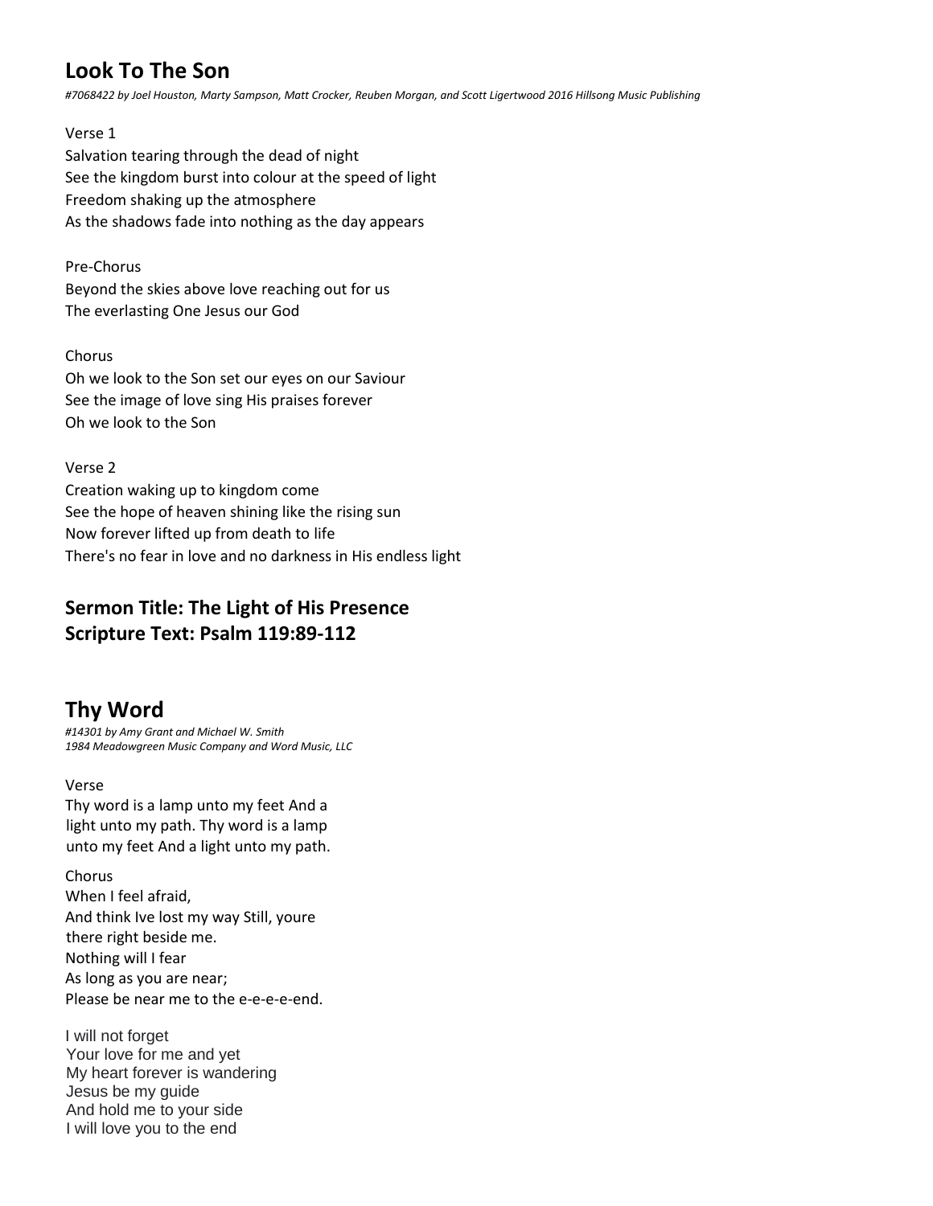## Look To The Son

*#7068422 by Joel Houston, Marty Sampson, Matt Crocker, Reuben Morgan, and Scott Ligertwood 2016 Hillsong Music Publishing*

Verse 1
Salvation tearing through the dead of night
See the kingdom burst into colour at the speed of light
Freedom shaking up the atmosphere
As the shadows fade into nothing as the day appears

Pre-Chorus
Beyond the skies above love reaching out for us
The everlasting One Jesus our God

Chorus
Oh we look to the Son set our eyes on our Saviour
See the image of love sing His praises forever
Oh we look to the Son

Verse 2
Creation waking up to kingdom come
See the hope of heaven shining like the rising sun
Now forever lifted up from death to life
There's no fear in love and no darkness in His endless light

**Sermon Title: The Light of His Presence**
**Scripture Text: Psalm 119:89-112**

## Thy Word

*#14301 by Amy Grant and Michael W. Smith*
*1984 Meadowgreen Music Company and Word Music, LLC*

Verse
Thy word is a lamp unto my feet And a
light unto my path. Thy word is a lamp
unto my feet And a light unto my path.

Chorus
When I feel afraid,
And think Ive lost my way Still, youre
there right beside me.
Nothing will I fear
As long as you are near;
Please be near me to the e-e-e-e-end.

I will not forget
Your love for me and yet
My heart forever is wandering
Jesus be my guide
And hold me to your side
I will love you to the end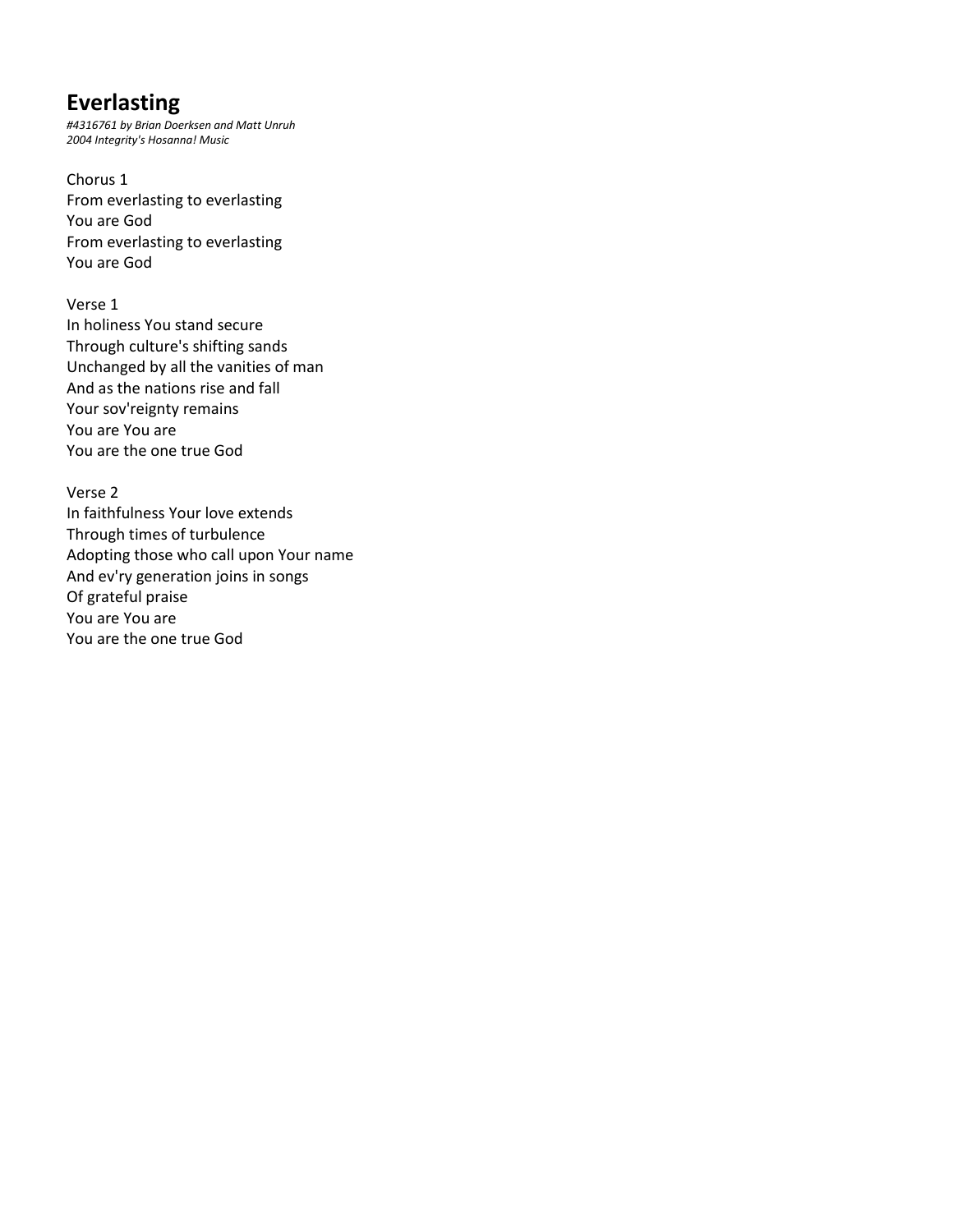# Everlasting

*#4316761 by Brian Doerksen and Matt Unruh*
*2004 Integrity's Hosanna! Music*

Chorus 1
From everlasting to everlasting
You are God
From everlasting to everlasting
You are God

Verse 1
In holiness You stand secure
Through culture's shifting sands
Unchanged by all the vanities of man
And as the nations rise and fall
Your sov'reignty remains
You are You are
You are the one true God

Verse 2
In faithfulness Your love extends
Through times of turbulence
Adopting those who call upon Your name
And ev'ry generation joins in songs
Of grateful praise
You are You are
You are the one true God